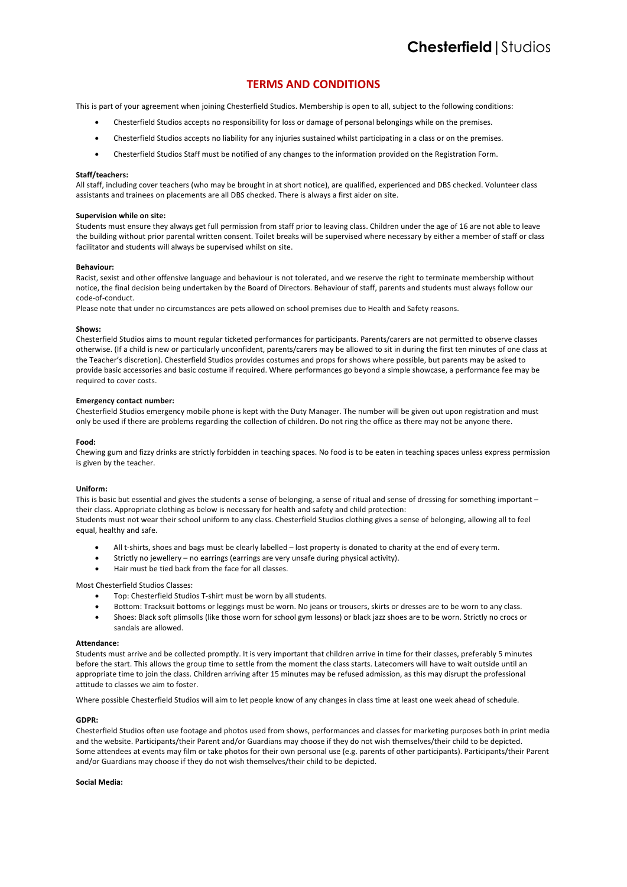# TERMS AND CONDITIONS

This is part of your agreement when joining Chesterfield Studios. Membership is open to all, subject to the following conditions:

- Chesterfield Studios accepts no responsibility for loss or damage of personal belongings while on the premises.
- Chesterfield Studios accepts no liability for any injuries sustained whilst participating in a class or on the premises.
- Chesterfield Studios Staff must be notified of any changes to the information provided on the Registration Form.

**Staff/teachers:**
All staff, including cover teachers (who may be brought in at short notice), are qualified, experienced and DBS checked. Volunteer class assistants and trainees on placements are all DBS checked. There is always a first aider on site.

**Supervision while on site:**
Students must ensure they always get full permission from staff prior to leaving class. Children under the age of 16 are not able to leave the building without prior parental written consent. Toilet breaks will be supervised where necessary by either a member of staff or class facilitator and students will always be supervised whilst on site.

**Behaviour:**
Racist, sexist and other offensive language and behaviour is not tolerated, and we reserve the right to terminate membership without notice, the final decision being undertaken by the Board of Directors. Behaviour of staff, parents and students must always follow our code-of-conduct.
Please note that under no circumstances are pets allowed on school premises due to Health and Safety reasons.

**Shows:**
Chesterfield Studios aims to mount regular ticketed performances for participants. Parents/carers are not permitted to observe classes otherwise. (If a child is new or particularly unconfident, parents/carers may be allowed to sit in during the first ten minutes of one class at the Teacher's discretion). Chesterfield Studios provides costumes and props for shows where possible, but parents may be asked to provide basic accessories and basic costume if required. Where performances go beyond a simple showcase, a performance fee may be required to cover costs.

**Emergency contact number:**
Chesterfield Studios emergency mobile phone is kept with the Duty Manager. The number will be given out upon registration and must only be used if there are problems regarding the collection of children. Do not ring the office as there may not be anyone there.

**Food:**
Chewing gum and fizzy drinks are strictly forbidden in teaching spaces. No food is to be eaten in teaching spaces unless express permission is given by the teacher.

**Uniform:**
This is basic but essential and gives the students a sense of belonging, a sense of ritual and sense of dressing for something important – their class. Appropriate clothing as below is necessary for health and safety and child protection:
Students must not wear their school uniform to any class. Chesterfield Studios clothing gives a sense of belonging, allowing all to feel equal, healthy and safe.

- All t-shirts, shoes and bags must be clearly labelled – lost property is donated to charity at the end of every term.
- Strictly no jewellery – no earrings (earrings are very unsafe during physical activity).
- Hair must be tied back from the face for all classes.

Most Chesterfield Studios Classes:

- Top: Chesterfield Studios T-shirt must be worn by all students.
- Bottom: Tracksuit bottoms or leggings must be worn. No jeans or trousers, skirts or dresses are to be worn to any class.
- Shoes: Black soft plimsolls (like those worn for school gym lessons) or black jazz shoes are to be worn. Strictly no crocs or sandals are allowed.

**Attendance:**
Students must arrive and be collected promptly. It is very important that children arrive in time for their classes, preferably 5 minutes before the start. This allows the group time to settle from the moment the class starts. Latecomers will have to wait outside until an appropriate time to join the class. Children arriving after 15 minutes may be refused admission, as this may disrupt the professional attitude to classes we aim to foster.

Where possible Chesterfield Studios will aim to let people know of any changes in class time at least one week ahead of schedule.

**GDPR:**
Chesterfield Studios often use footage and photos used from shows, performances and classes for marketing purposes both in print media and the website. Participants/their Parent and/or Guardians may choose if they do not wish themselves/their child to be depicted.
Some attendees at events may film or take photos for their own personal use (e.g. parents of other participants). Participants/their Parent and/or Guardians may choose if they do not wish themselves/their child to be depicted.

**Social Media:**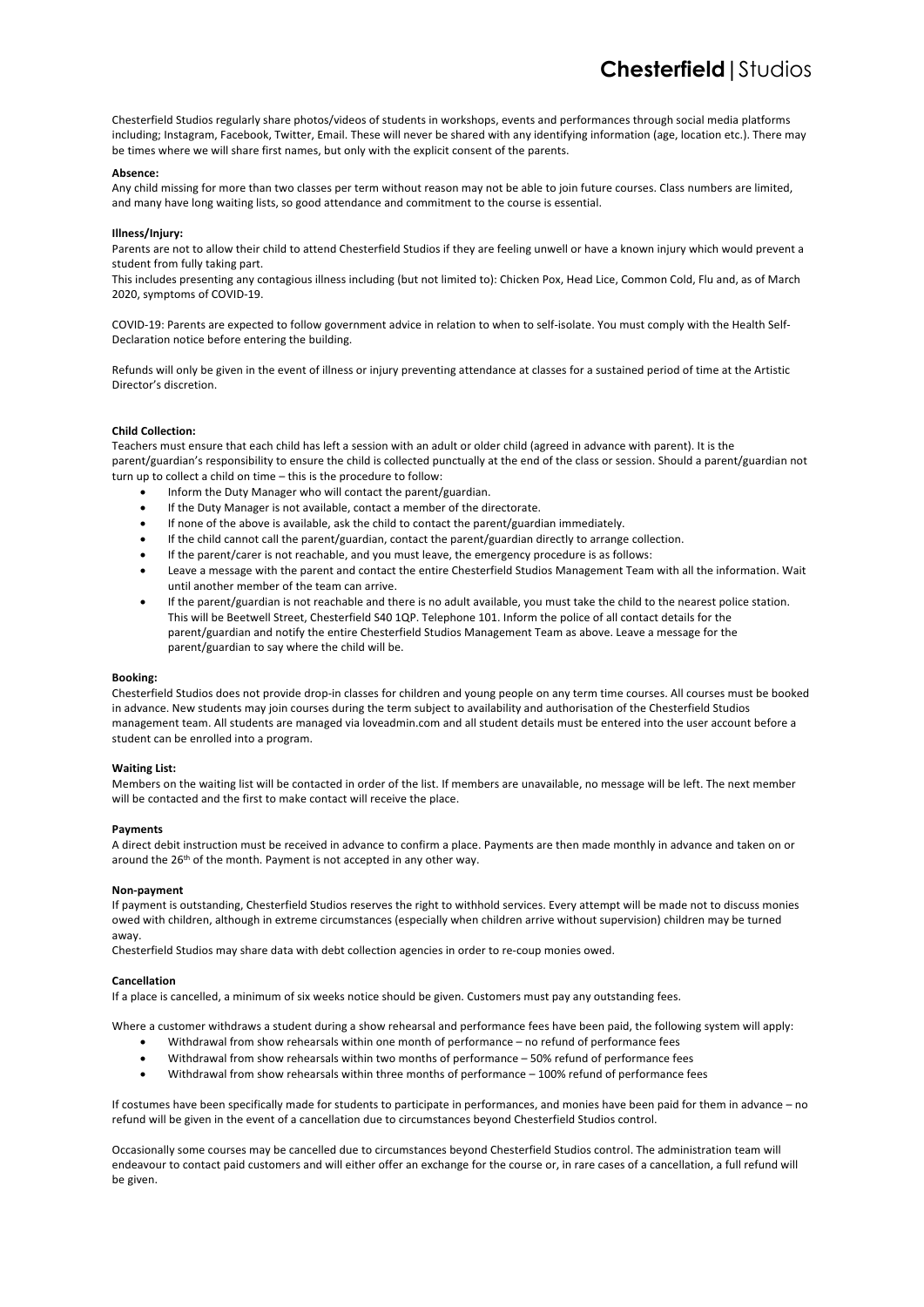Chesterfield Studios regularly share photos/videos of students in workshops, events and performances through social media platforms including; Instagram, Facebook, Twitter, Email. These will never be shared with any identifying information (age, location etc.). There may be times where we will share first names, but only with the explicit consent of the parents.

**Absence:**

Any child missing for more than two classes per term without reason may not be able to join future courses. Class numbers are limited, and many have long waiting lists, so good attendance and commitment to the course is essential.

**Illness/Injury:**

Parents are not to allow their child to attend Chesterfield Studios if they are feeling unwell or have a known injury which would prevent a student from fully taking part.
This includes presenting any contagious illness including (but not limited to): Chicken Pox, Head Lice, Common Cold, Flu and, as of March 2020, symptoms of COVID-19.

COVID-19: Parents are expected to follow government advice in relation to when to self-isolate. You must comply with the Health Self-Declaration notice before entering the building.

Refunds will only be given in the event of illness or injury preventing attendance at classes for a sustained period of time at the Artistic Director's discretion.

**Child Collection:**

Teachers must ensure that each child has left a session with an adult or older child (agreed in advance with parent). It is the parent/guardian's responsibility to ensure the child is collected punctually at the end of the class or session. Should a parent/guardian not turn up to collect a child on time – this is the procedure to follow:

- Inform the Duty Manager who will contact the parent/guardian.
- If the Duty Manager is not available, contact a member of the directorate.
- If none of the above is available, ask the child to contact the parent/guardian immediately.
- If the child cannot call the parent/guardian, contact the parent/guardian directly to arrange collection.
- If the parent/carer is not reachable, and you must leave, the emergency procedure is as follows:
- Leave a message with the parent and contact the entire Chesterfield Studios Management Team with all the information. Wait until another member of the team can arrive.
- If the parent/guardian is not reachable and there is no adult available, you must take the child to the nearest police station. This will be Beetwell Street, Chesterfield S40 1QP. Telephone 101. Inform the police of all contact details for the parent/guardian and notify the entire Chesterfield Studios Management Team as above. Leave a message for the parent/guardian to say where the child will be.

**Booking:**

Chesterfield Studios does not provide drop-in classes for children and young people on any term time courses. All courses must be booked in advance. New students may join courses during the term subject to availability and authorisation of the Chesterfield Studios management team. All students are managed via loveadmin.com and all student details must be entered into the user account before a student can be enrolled into a program.

**Waiting List:**

Members on the waiting list will be contacted in order of the list. If members are unavailable, no message will be left. The next member will be contacted and the first to make contact will receive the place.

**Payments**

A direct debit instruction must be received in advance to confirm a place. Payments are then made monthly in advance and taken on or around the 26th of the month. Payment is not accepted in any other way.

**Non-payment**

If payment is outstanding, Chesterfield Studios reserves the right to withhold services. Every attempt will be made not to discuss monies owed with children, although in extreme circumstances (especially when children arrive without supervision) children may be turned away.
Chesterfield Studios may share data with debt collection agencies in order to re-coup monies owed.

**Cancellation**

If a place is cancelled, a minimum of six weeks notice should be given. Customers must pay any outstanding fees.

Where a customer withdraws a student during a show rehearsal and performance fees have been paid, the following system will apply:

- Withdrawal from show rehearsals within one month of performance – no refund of performance fees
- Withdrawal from show rehearsals within two months of performance – 50% refund of performance fees
- Withdrawal from show rehearsals within three months of performance – 100% refund of performance fees

If costumes have been specifically made for students to participate in performances, and monies have been paid for them in advance – no refund will be given in the event of a cancellation due to circumstances beyond Chesterfield Studios control.

Occasionally some courses may be cancelled due to circumstances beyond Chesterfield Studios control. The administration team will endeavour to contact paid customers and will either offer an exchange for the course or, in rare cases of a cancellation, a full refund will be given.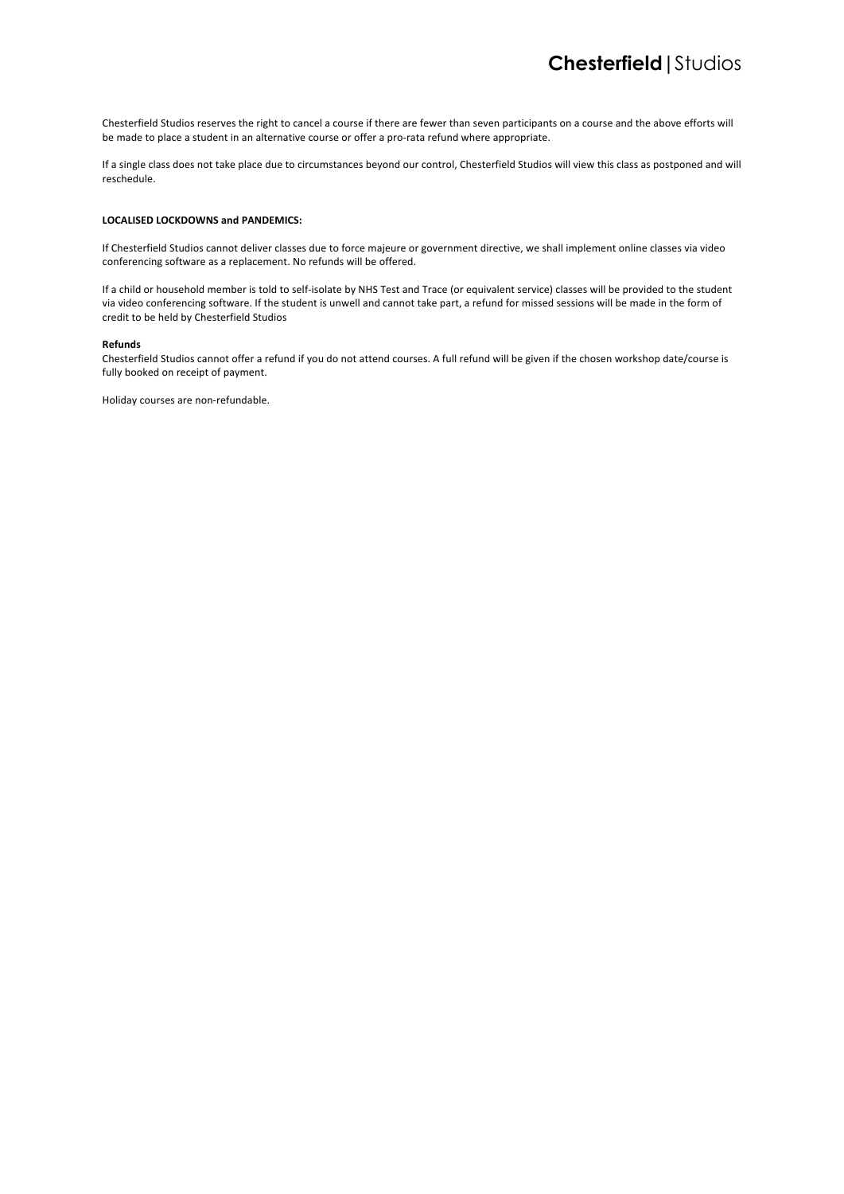Chesterfield Studios reserves the right to cancel a course if there are fewer than seven participants on a course and the above efforts will be made to place a student in an alternative course or offer a pro-rata refund where appropriate.

If a single class does not take place due to circumstances beyond our control, Chesterfield Studios will view this class as postponed and will reschedule.

**LOCALISED LOCKDOWNS and PANDEMICS:**

If Chesterfield Studios cannot deliver classes due to force majeure or government directive, we shall implement online classes via video conferencing software as a replacement. No refunds will be offered.

If a child or household member is told to self-isolate by NHS Test and Trace (or equivalent service) classes will be provided to the student via video conferencing software. If the student is unwell and cannot take part, a refund for missed sessions will be made in the form of credit to be held by Chesterfield Studios

**Refunds**

Chesterfield Studios cannot offer a refund if you do not attend courses. A full refund will be given if the chosen workshop date/course is fully booked on receipt of payment.

Holiday courses are non-refundable.